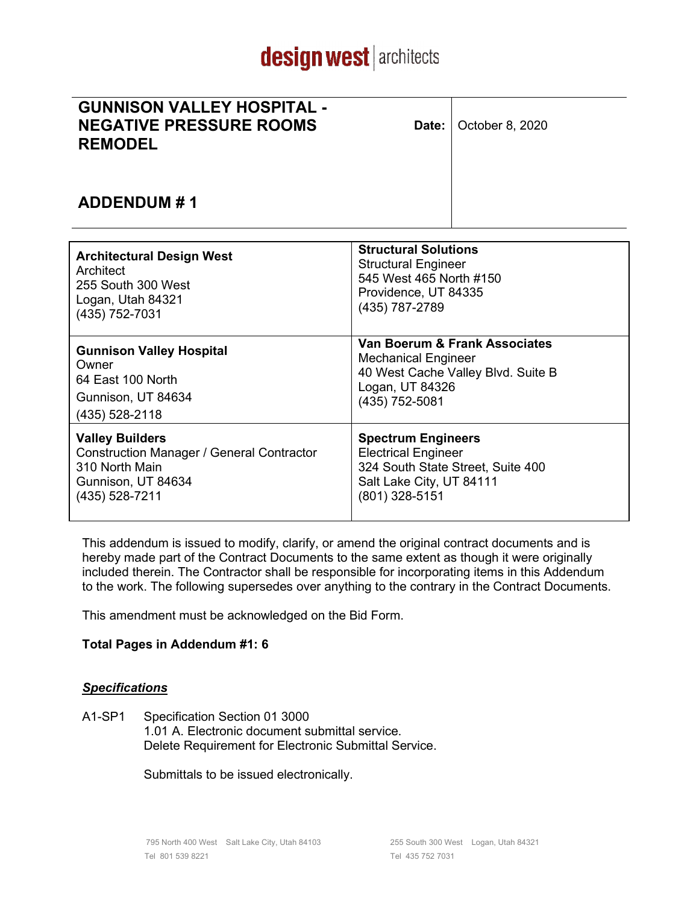design west | architects

| **GUNNISON VALLEY HOSPITAL - NEGATIVE PRESSURE ROOMS REMODEL**<br><br>**ADDENDUM # 1** | **Date:** | October 8, 2020 |
|---|---|---|

| | |
|---|---|
| **Architectural Design West**<br>Architect<br>255 South 300 West<br>Logan, Utah 84321<br>(435) 752-7031 | **Structural Solutions**<br>Structural Engineer<br>545 West 465 North #150<br>Providence, UT 84335<br>(435) 787-2789 |
| **Gunnison Valley Hospital**<br>Owner<br>64 East 100 North<br>Gunnison, UT 84634<br>(435) 528-2118 | **Van Boerum & Frank Associates**<br>Mechanical Engineer<br>40 West Cache Valley Blvd. Suite B<br>Logan, UT 84326<br>(435) 752-5081 |
| **Valley Builders**<br>Construction Manager / General Contractor<br>310 North Main<br>Gunnison, UT 84634<br>(435) 528-7211 | **Spectrum Engineers**<br>Electrical Engineer<br>324 South State Street, Suite 400<br>Salt Lake City, UT 84111<br>(801) 328-5151 |

This addendum is issued to modify, clarify, or amend the original contract documents and is hereby made part of the Contract Documents to the same extent as though it were originally included therein. The Contractor shall be responsible for incorporating items in this Addendum to the work. The following supersedes over anything to the contrary in the Contract Documents.

This amendment must be acknowledged on the Bid Form.

**Total Pages in Addendum #1: 6**

***Specifications***

A1-SP1 Specification Section 01 3000
1.01 A. Electronic document submittal service.
Delete Requirement for Electronic Submittal Service.

Submittals to be issued electronically.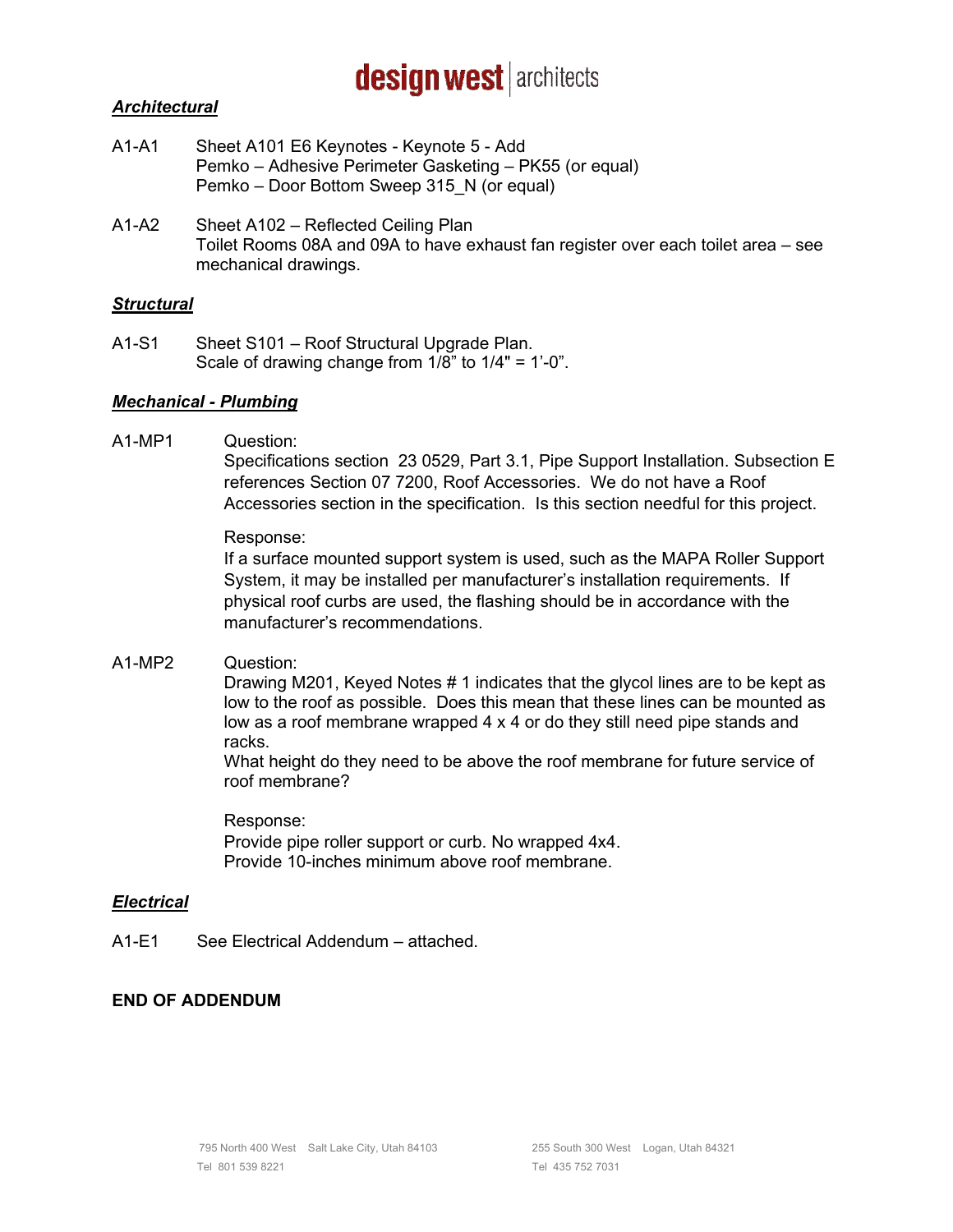***Architectural***

A1-A1 Sheet A101 E6 Keynotes - Keynote 5 - Add
Pemko – Adhesive Perimeter Gasketing – PK55 (or equal)
Pemko – Door Bottom Sweep 315_N (or equal)

A1-A2 Sheet A102 – Reflected Ceiling Plan
Toilet Rooms 08A and 09A to have exhaust fan register over each toilet area – see mechanical drawings.

***Structural***

A1-S1 Sheet S101 – Roof Structural Upgrade Plan.
Scale of drawing change from 1/8" to 1/4" = 1'-0".

***Mechanical - Plumbing***

A1-MP1 Question:
Specifications section 23 0529, Part 3.1, Pipe Support Installation. Subsection E references Section 07 7200, Roof Accessories. We do not have a Roof Accessories section in the specification. Is this section needful for this project.

Response:
If a surface mounted support system is used, such as the MAPA Roller Support System, it may be installed per manufacturer's installation requirements. If physical roof curbs are used, the flashing should be in accordance with the manufacturer's recommendations.

A1-MP2 Question:
Drawing M201, Keyed Notes # 1 indicates that the glycol lines are to be kept as low to the roof as possible. Does this mean that these lines can be mounted as low as a roof membrane wrapped 4 x 4 or do they still need pipe stands and racks.
What height do they need to be above the roof membrane for future service of roof membrane?

Response:
Provide pipe roller support or curb. No wrapped 4x4.
Provide 10-inches minimum above roof membrane.

***Electrical***

A1-E1 See Electrical Addendum – attached.

**END OF ADDENDUM**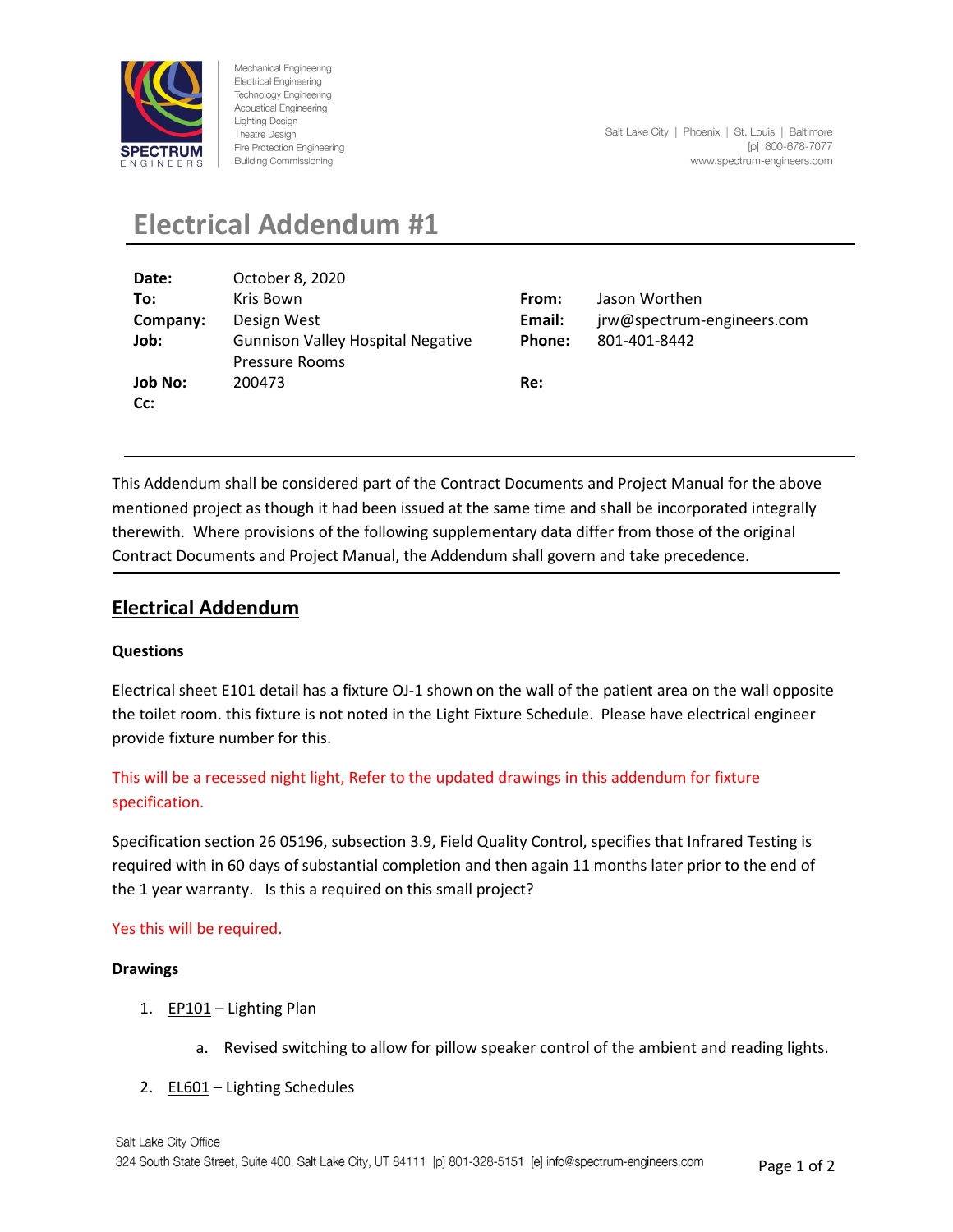Mechanical Engineering
Electrical Engineering
Technology Engineering
Acoustical Engineering
Lighting Design
Theatre Design
Fire Protection Engineering
Building Commissioning

Salt Lake City | Phoenix | St. Louis | Baltimore
[p] 800-678-7077
www.spectrum-engineers.com

# Electrical Addendum #1

| | | | |
|---|---|---|---|
| **Date:** | October 8, 2020 | | |
| **To:** | Kris Bown | **From:** | Jason Worthen |
| **Company:** | Design West | **Email:** | jrw@spectrum-engineers.com |
| **Job:** | Gunnison Valley Hospital Negative Pressure Rooms | **Phone:** | 801-401-8442 |
| **Job No:** | 200473 | **Re:** | |
| **Cc:** | | | |

This Addendum shall be considered part of the Contract Documents and Project Manual for the above mentioned project as though it had been issued at the same time and shall be incorporated integrally therewith. Where provisions of the following supplementary data differ from those of the original Contract Documents and Project Manual, the Addendum shall govern and take precedence.

## Electrical Addendum

### Questions

Electrical sheet E101 detail has a fixture OJ-1 shown on the wall of the patient area on the wall opposite the toilet room. this fixture is not noted in the Light Fixture Schedule. Please have electrical engineer provide fixture number for this.

This will be a recessed night light, Refer to the updated drawings in this addendum for fixture specification.

Specification section 26 05196, subsection 3.9, Field Quality Control, specifies that Infrared Testing is required with in 60 days of substantial completion and then again 11 months later prior to the end of the 1 year warranty. Is this a required on this small project?

Yes this will be required.

### Drawings

1. EP101 – Lighting Plan
   a. Revised switching to allow for pillow speaker control of the ambient and reading lights.
2. EL601 – Lighting Schedules

Salt Lake City Office
324 South State Street, Suite 400, Salt Lake City, UT 84111 [p] 801-328-5151 [e] info@spectrum-engineers.com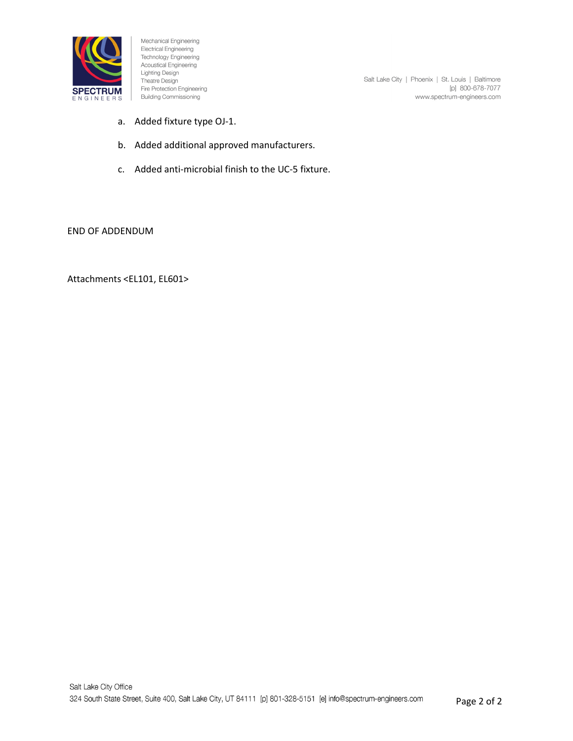a. Added fixture type OJ-1.

b. Added additional approved manufacturers.

c. Added anti-microbial finish to the UC-5 fixture.

END OF ADDENDUM

Attachments <EL101, EL601>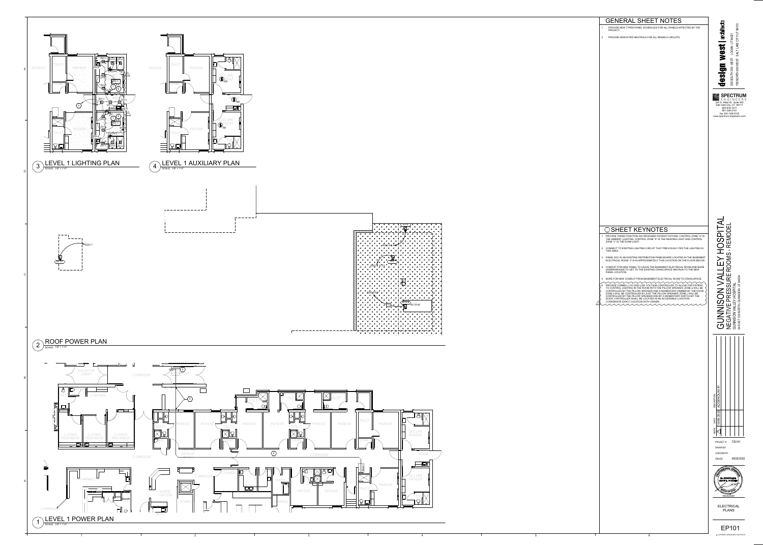## GENERAL SHEET NOTES

1. PROVIDE NEW TYPED PANEL SCHEDULES FOR ALL PANELS AFFECTED BY THE PROJECT.
2. PROVIDE DEDICATED NEUTRALS FOR ALL BRANCH CIRCUITS.

## SHEET KEYNOTES

1. PROVIDE THREE FUNCTION 2X4 RECESSED PATIENT FIXTURE. CONTROL ZONE "a" IS THE AMBIENT LIGHTING, CONTROL ZONE "b" IS THE READING LIGHT AND CONTROL ZONE "c" IS THE EXAM LIGHT.
2. CONNECT TO EXISTING LIGHTING CIRCUIT THAT PREVIOUSLY FED THE LIGHTING IN THIS AREA.
3. PANEL EQ1 IS AN EXISTING DISTRIBUTION PANELBOARD LOCATED IN THE BASEMENT ELECTRICAL ROOM. IT IS IN APPROXIMATELY THIS LOCATION ON THE FLOOR BELOW.
4. CONDUIT FOR NEW PANEL TO LEAVE THE BASEMENT ELECTRICAL ROOM AND BORE UNDERGROUND TO GET TO THE EXISTING CRAWLSPACE AND RUN TO THE NEW PANEL LOCATION.
5. BORE FOR NEW CONDUIT FROM BASEMENT ELECTRICAL ROOM TO CRAWLSPACE.
6. PROVIDE CURBELL LVC-2000 LOW VOLTAGE CONTROLLER TO ALLOW FOR PATIENT TO CONTROL LIGHTING IN THE ROOM WITH THE PILLOW SPEAKER. ZONE a WILL BE CONTROLLED BY THE PILLOW SPEAKER AND A MOMENTARY DIMMER BY THE DOOR. ZONE b WILL BE CONTROLLED BY JUST THE PILLOW SPEAKER. ZONE c WILL BE CONTROLLED BY THE PILLOW SPEAKER AND BY A MOMENTARY SWITCH BY THE DOOR. CONTROLLER SHALL BE LOCATED IN AN ACCESSIBLE LOCATION, COORDINATE EXACT LOCATION WITH OWNER.

3 LEVEL 1 LIGHTING PLAN — SCALE: 1/8" = 1'-0"

4 LEVEL 1 AUXILIARY PLAN — SCALE: 1/8" = 1'-0"

2 ROOF POWER PLAN — SCALE: 1/8" = 1'-0"

1 LEVEL 1 POWER PLAN — SCALE: 1/8" = 1'-0"

**design west | architects**
255 SOUTH 300 WEST LOGAN, UT 84321
795 NORTH 400 WEST SALT LAKE CITY, UT 84103

**SPECTRUM ENGINEERS**
324 S. State St., Suite 400
Salt Lake City, UT 84111
800-678-7077
801-328-5151
fax: 801-328-5155
www.spectrum-engineers.com

# GUNNISON VALLEY HOSPITAL
NEGATIVE PRESSURE ROOMS - REMODEL
GUNNISON VALLEY HOSPITAL
64 EAST 100 NORTH, GUNNISON, UT 84634

| MARK | DATE | DESCRIPTION |
|---|---|---|
| 1 | 10/08/2020 | ADDENDUM #1 |

PROJECT #: 720141
DRAWN BY:
CHECKED BY:
ISSUED: 09/25/2020

ELECTRICAL PLANS

EP101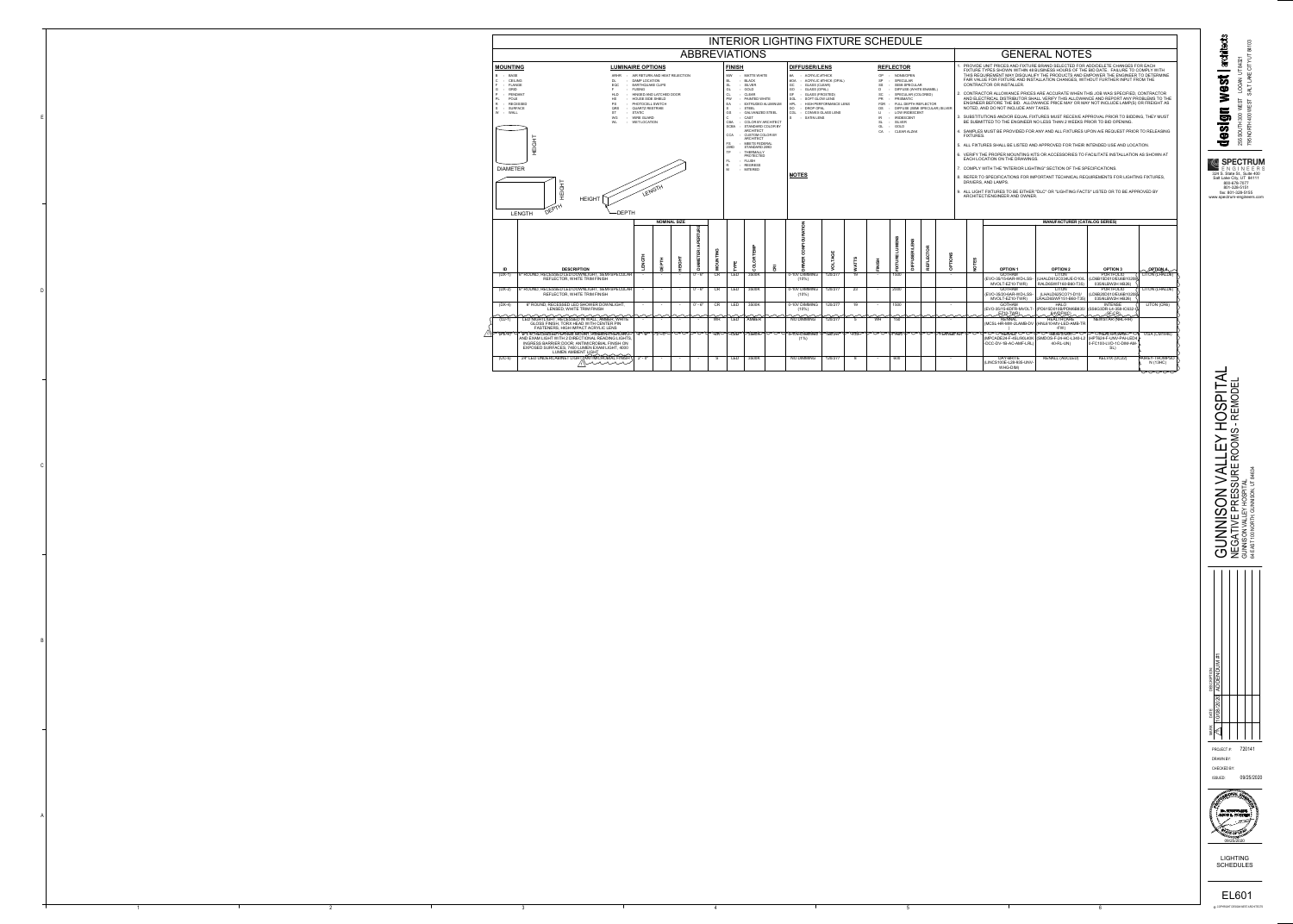# INTERIOR LIGHTING FIXTURE SCHEDULE

## ABBREVIATIONS

**MOUNTING**
- B - BASE
- C - CEILING
- F - FLANGE
- G - GRID
- P - PENDANT
- PL - POLE
- R - RECESSED
- S - SURFACE
- W - WALL

**LUMINAIRE OPTIONS**
- AR/HR - AIR RETURN AND HEAT REJECTION
- DL - DAMP LOCATION
- EQC - EARTHQUAKE CLIPS
- F - FUSING
- HLD - HINGED AND LATCHED DOOR
- HS - HOUSE SIDE SHIELD
- PS - PHOTOCELL SWITCH
- QRS - QUARTZ RESTRIKE
- ST - STATIC
- WG - WIRE GUARD
- WL - WET LOCATION

**FINISH**
- MW - MATTE WHITE
- BL - BLACK
- SL - SILVER
- GL - GOLD
- CL - CLEAR
- PW - PAINTED WHITE
- EA - EXTRUDED ALUMINUM
- S - STEEL
- GS - GALVANIZED STEEL
- C - CAST
- CBA - COLOR BY ARCHITECT
- SCBA - STANDARD COLOR BY ARCHITECT
- CCA - CUSTOM COLOR BY ARCHITECT
- FS 29RD - MEETS FEDERAL STANDARD 29RD
- TP - THERMALLY PROTECTED
- FL - FLUSH
- R - RECESSED
- SI - SINTERED

**DIFFUSER/LENS**
- IA - ACRYLIC (ATHICK
- AOA - ACRYLIC (ATHICK (OPAL)
- GC - GLASS (CLEAR)
- GO - GLASS (OPAL)
- GF - GLASS (FROSTED)
- SGL - SOFT GLOW LENS
- HPL - HIGH-PERFORMANCE LENS
- DO - DROP OPAL
- CGL - COMBED GLASS LENS
- S - SATIN LENS

**REFLECTOR**
- OP - NONE/OPEN
- SP - SPECULAR
- SS - SEMI-SPECULAR
- D - DIFFUSE (WHITE ENAMEL)
- SC - SPECULAR (COLORED)
- PR - PRISMATIC
- FDR - FULL DEPTH REFLECTOR
- DB - DIFFUSE (SEMI SPECULAR) BLOCKS
- LI - LOW IRIDESCENT
- IR - IRIDESCENT
- SL - SILVER
- GL - GOLD
- CA - CLEAR ALZAK

**NOTES**

## GENERAL NOTES

1. PROVIDE UNIT PRICES AND FIXTURE BRAND SELECTED FOR ADD/DELETE CHANGES FOR EACH FIXTURE TYPES SHOWN WITHIN 48 BUSINESS HOURS OF THE BID DATE. FAILURE TO COMPLY WITH THIS REQUIREMENT MAY DISQUALIFY THE PRODUCTS AND EMPOWER THE ENGINEER TO DETERMINE FAIR VALUE FOR FIXTURE AND INSTALLATION CHANGES, WITHOUT FURTHER INPUT FROM THE CONTRACTOR OR INSTALLER.
2. CONTRACTOR ALLOWANCE PRICES ARE ACCURATE WHEN THIS JOB WAS SPECIFIED. CONTRACTOR AND ELECTRICAL DISTRIBUTOR SHALL VERIFY THIS ALLOWANCE AND REPORT ANY PROBLEMS TO THE ENGINEER BEFORE THE BID. ALLOWANCE PRICE MAY OR MAY NOT INCLUDE LAMP(S) OR FREIGHT AS NOTED, AND DO NOT INCLUDE ANY TAXES.
3. SUBSTITUTIONS AND/OR EQUAL FIXTURES MUST RECEIVE APPROVAL PRIOR TO BIDDING, THEY MUST BE SUBMITTED TO THE ENGINEER NO LESS THAN 2 WEEKS PRIOR TO BID OPENING.
4. SAMPLES MUST BE PROVIDED FOR ANY AND ALL FIXTURES UPON ARE REQUEST PRIOR TO RELEASING FIXTURES.
5. ALL FIXTURES SHALL BE LISTED AND APPROVED FOR THEIR INTENDED USE AND LOCATION.
6. VERIFY THE PROPER MOUNTING KITS OR ACCESSORIES TO FACILITATE INSTALLATION AS SHOWN AT EACH LOCATION ON THE DRAWINGS.
7. COMPLY WITH THE "INTERIOR LIGHTING" SECTION OF THE SPECIFICATIONS.
8. REFER TO SPECIFICATIONS FOR IMPORTANT TECHNICAL REQUIREMENTS FOR LIGHTING FIXTURES, DRIVERS, AND LAMPS.
9. ALL LIGHT FIXTURES TO BE EITHER "DLC" OR "LIGHTING FACTS" LISTED OR TO BE APPROVED BY ARCHITECT/ENGINEER AND OWNER.

| ID | DESCRIPTION | LENGTH | DEPTH | HEIGHT | DIAMETER / APERTURE | MOUNTING | TYPE | COLOR TEMP | CRI | DRIVER CONFIGURATION | VOLTAGE | WATTS | FINISH | FIXTURE LUMENS | DIFFUSER/LENS | REFLECTOR | OPTIONS | NOTES | OPTION 1 | OPTION 2 | OPTION 3 | OPTION 4 |
|---|---|---|---|---|---|---|---|---|---|---|---|---|---|---|---|---|---|---|---|---|---|---|
| (DX-1) | 6" ROUND, RECESSED LED DOWNLIGHT, SEMI-SPECULAR REFLECTOR, WHITE TRIM FINISH | - | - | - | 0' - 6" | CR | LED | 3500K | | 0-10V DIMMING (10%) | 120/277 | 15 | - | 1500 | | | - | | GOTHAM (EVO-35/15-6AR-WD-LSS-MVOLT-EZ10-TWR) | LITON (LHALD6T2C035UE-D10/L RALD6SWF150-B60-T35) | PORTFOLIO (LD6B15D010/EU6B15235/ 6.35/6LBW2H-WB-Y) | LITON (LHALD6) |
| (DX-2) | 6" ROUND, RECESSED LED DOWNLIGHT, SEMI-SPECULAR REFLECTOR, WHITE TRIM FINISH | - | - | - | 0' - 6" | CR | LED | 3500K | | 0-10V DIMMING (10%) | 120/277 | 20 | - | 2000 | | | - | | GOTHAM (EVO-35/20-6AR-WD-LSS-MVOLT-EZ10-TWR) | LITON (LHALD6S2SC071-D10/ LRALD6SWF151-B60-T35) | PORTFOLIO (LD6B20D010/EU6B10235/ 6.35/6LBW2H-WB-Y) | LITON (LHALD6) |
| (DX-4) | 6" ROUND, RECESSED LED SHOWER DOWNLIGHT, LENSED, WHITE TRIM FINISH | - | - | - | 0' - 6" | CR | LED | 3500K | | 0-10V DIMMING (10%) | 120/277 | 19 | - | 1500 | | | - | | GOTHAM (EVO-35/15-6DFR-MVOLT-EZ10-TWRL) | HALO (PD6/15D010/PD6MB835/ 6WSPWC) | INTENSE (S6SGDR-LA-35M-IC032-U-DF-CPL) | LITON (CR6) |
| (XL-1) | LED NIGHTLIGHT, RECESSED IN WALL, AMBER, WHITE GLOSS FINISH, TORX HEAD WITH CENTER PIN FASTENERS, HIGH IMPACT ACRYLIC LENS | - | - | - | - | RW | LED | AMBER | | NO DIMMING | 120/277 | 6 | WH | 100 | | | - | | NEXUS (MCSL-HW-MW-2LAMB-DV) | HEALTHCARE (HNLE/10-MV-LED-AMB-TR-FIR) | SELECT-A-LITE (NL-XXX) | |
| (PE-1) | 2' X 4' RECESSED PATIENT ROOM, AMBIENT, READING AND EXAM LIGHT WITH 2 DIRECTIONAL READING LIGHTS, INGRESS BARRIER DOOR, ANTIMICROBIAL FINISH ON EXPOSED SURFACES, 7400 LUMEN EXAM LIGHT, 4000 LUMEN AMBIENT LIGHT | 4' - 0" | 2' - 0" | - | | RG | LED | 3500K | | 0-10V DIMMING (1%) | 120/277 | 106 | - | 7400 | | | ANTIMICROBIAL | | PERALUX (MPCAD824-F-4EU/6ML40K/ OCC-DV-1B-AC-AMF-LRL) | VISIONAIRE (SMDOS-F-24-HC-L340-L2 40-RL-UN) | HOSPITAL LIGHTING (HPT824-F-UNV-PAN-LED-6-FC150-LVD-10-DIM-AM-RL) | CCA (LSTS/62) |
| (UC-1) | 24" LED UNDERCABINET LIGHT WITH MICROBIAL FINISH | 2' - 0" | - | - | - | S | LED | 3500K | | NO DIMMING | 120/277 | 8 | - | 600 | | | - | | DAY-BRITE (LINES/120E-L24-835-UNV-WHG-DIM) | RENALL (ADC LED) | KELVIX (UC22) | AMERICAN LIGHTING (ADV-THORPSD N (1SHC)) |

design west architects
255 SOUTH 300 WEST LOGAN, UT 84321
795 NORTH 400 WEST SALT LAKE CITY, UT 84103

SPECTRUM ENGINEERS
324 S. State St., Suite 400
Salt Lake City, UT 84111
800-678-7077
801-328-5151
fax: 801-328-5155
www.spectrum-engineers.com

# GUNNISON VALLEY HOSPITAL
NEGATIVE PRESSURE ROOMS - REMODEL
GUNNISON VALLEY HOSPITAL
64 EAST 100 NORTH GUNNISON, UT 84634

| MARK | DATE | DESCRIPTION |
|---|---|---|
| 1 | 10.08.2020 | ADDENDUM #1 |

PROJECT #: 720141
DRAWN BY:
CHECKED BY:
ISSUED: 09/25/2020

LIGHTING SCHEDULES

EL601

© COPYRIGHT DESIGN WEST ARCHITECTS